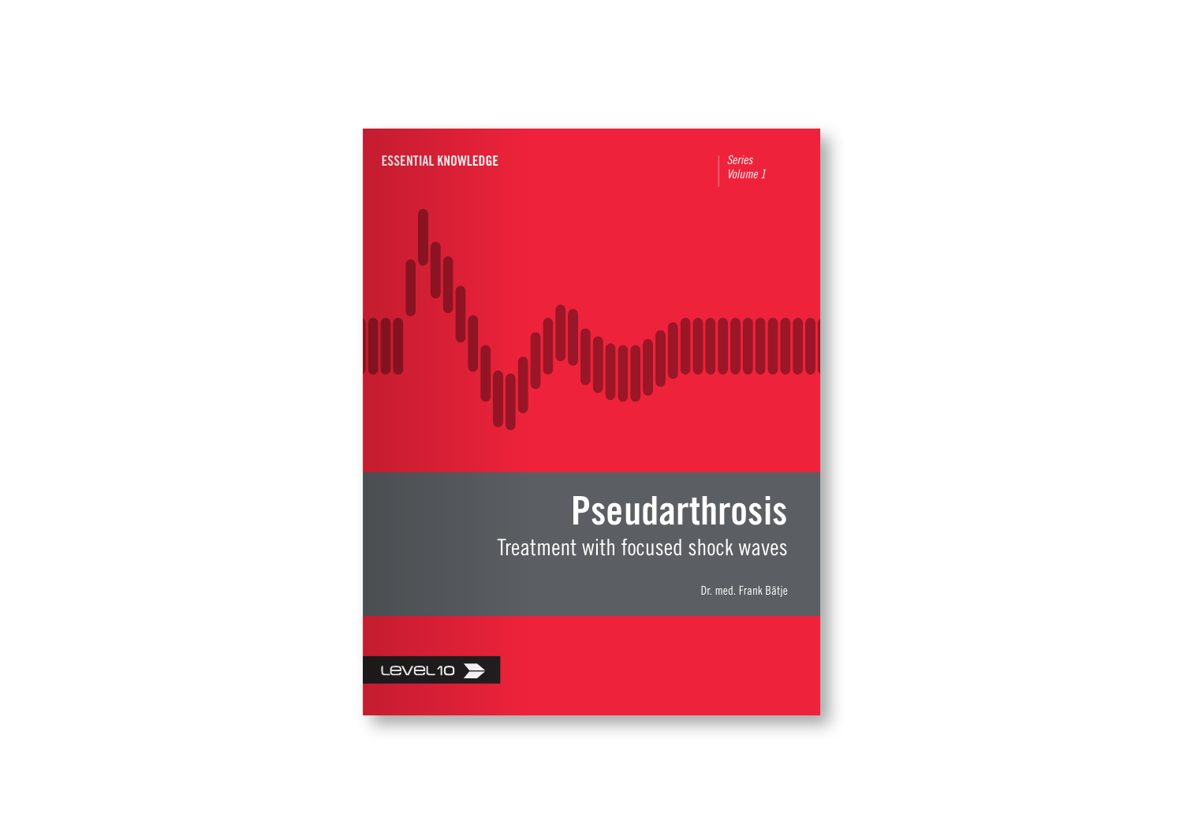ESSENTIAL KNOWLEDGE

*Series Volume 1*

# Pseudarthrosis

## Treatment with focused shock waves

Dr. med. Frank Bätje

LEVEL10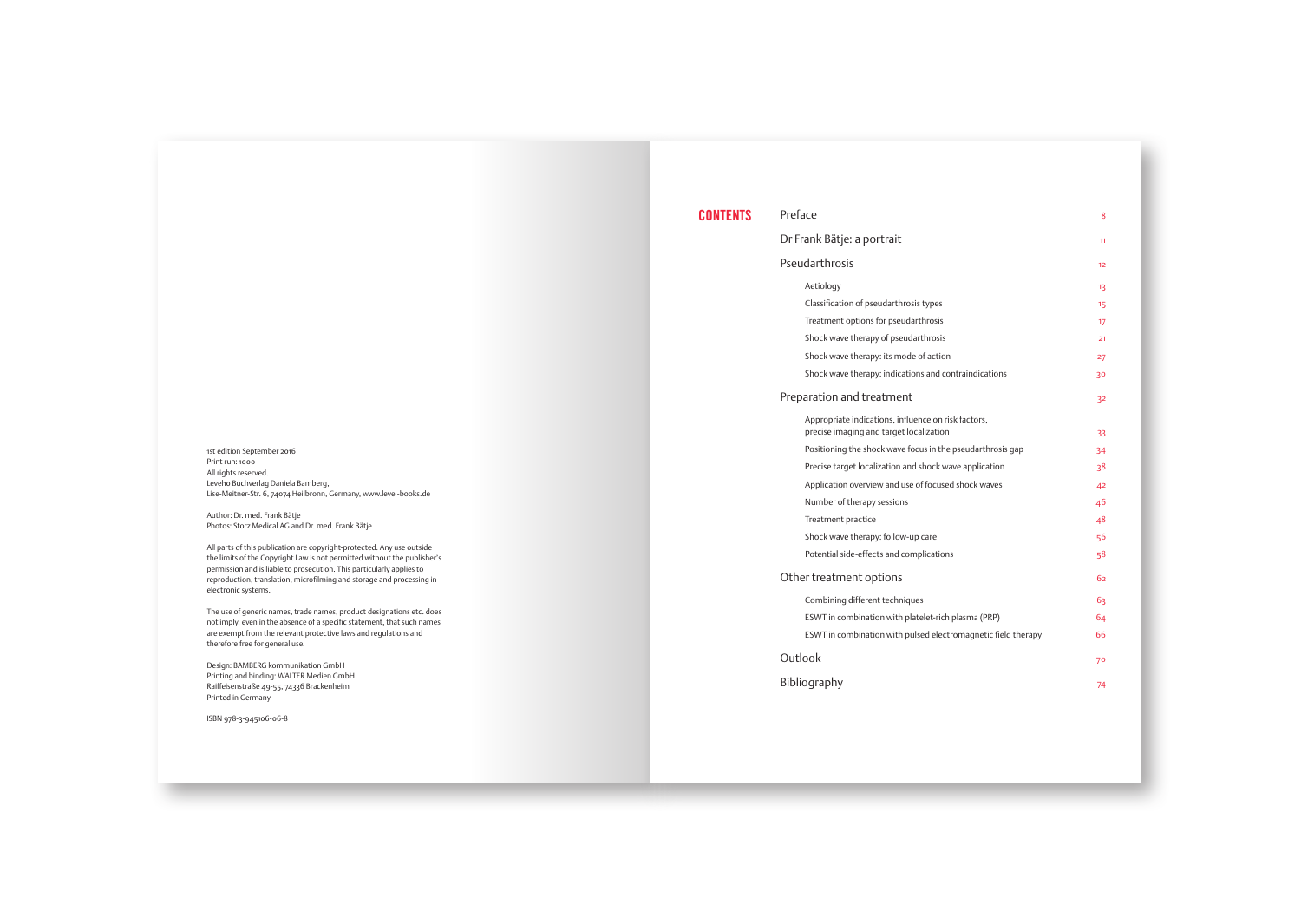1st edition September 2016
Print run: 1000
All rights reserved.
Leveło Buchverlag Daniela Bamberg,
Lise-Meitner-Str. 6, 74074 Heilbronn, Germany, www.level-books.de

Author: Dr. med. Frank Bätje
Photos: Storz Medical AG and Dr. med. Frank Bätje

All parts of this publication are copyright-protected. Any use outside the limits of the Copyright Law is not permitted without the publisher's permission and is liable to prosecution. This particularly applies to reproduction, translation, microfilming and storage and processing in electronic systems.

The use of generic names, trade names, product designations etc. does not imply, even in the absence of a specific statement, that such names are exempt from the relevant protective laws and regulations and therefore free for general use.

Design: BAMBERG kommunikation GmbH
Printing and binding: WALTER Medien GmbH
Raiffeisenstraße 49-55, 74336 Brackenheim
Printed in Germany

ISBN 978-3-945106-06-8

# CONTENTS

- Preface — 8
- Dr Frank Bätje: a portrait — 11
- Pseudarthrosis — 12
  - Aetiology — 13
  - Classification of pseudarthrosis types — 15
  - Treatment options for pseudarthrosis — 17
  - Shock wave therapy of pseudarthrosis — 21
  - Shock wave therapy: its mode of action — 27
  - Shock wave therapy: indications and contraindications — 30
- Preparation and treatment — 32
  - Appropriate indications, influence on risk factors, precise imaging and target localization — 33
  - Positioning the shock wave focus in the pseudarthrosis gap — 34
  - Precise target localization and shock wave application — 38
  - Application overview and use of focused shock waves — 42
  - Number of therapy sessions — 46
  - Treatment practice — 48
  - Shock wave therapy: follow-up care — 56
  - Potential side-effects and complications — 58
- Other treatment options — 62
  - Combining different techniques — 63
  - ESWT in combination with platelet-rich plasma (PRP) — 64
  - ESWT in combination with pulsed electromagnetic field therapy — 66
- Outlook — 70
- Bibliography — 74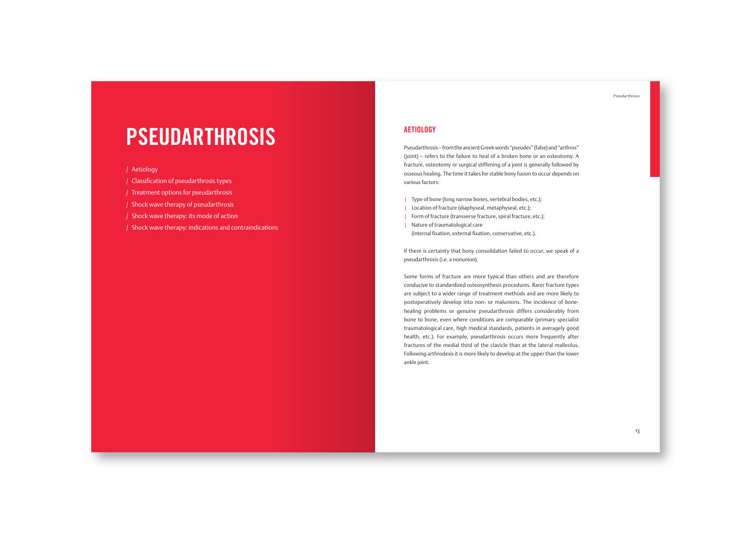# PSEUDARTHROSIS

- Aetiology
- Classification of pseudarthrosis types
- Treatment options for pseudarthrosis
- Shock wave therapy of pseudarthrosis
- Shock wave therapy: its mode of action
- Shock wave therapy: indications and contraindications

## AETIOLOGY

Pseudarthrosis – from the ancient Greek words "pseudes" (false) and "arthros" (joint) – refers to the failure to heal of a broken bone or an osteotomy. A fracture, osteotomy or surgical stiffening of a joint is generally followed by osseous healing. The time it takes for stable bony fusion to occur depends on various factors:

- Type of bone (long narrow bones, vertebral bodies, etc.);
- Location of fracture (diaphyseal, metaphyseal, etc.);
- Form of fracture (transverse fracture, spiral fracture, etc.);
- Nature of traumatological care
  (internal fixation, external fixation, conservative, etc.).

If there is certainty that bony consolidation failed to occur, we speak of a pseudarthrosis (i.e. a nonunion).

Some forms of fracture are more typical than others and are therefore conducive to standardized osteosynthesis procedures. Rarer fracture types are subject to a wider range of treatment methods and are more likely to postoperatively develop into non- or malunions. The incidence of bone-healing problems or genuine pseudarthrosis differs considerably from bone to bone, even where conditions are comparable (primary specialist traumatological care, high medical standards, patients in averagely good health, etc.). For example, pseudarthrosis occurs more frequently after fractures of the medial third of the clavicle than at the lateral malleolus. Following arthrodesis it is more likely to develop at the upper than the lower ankle joint.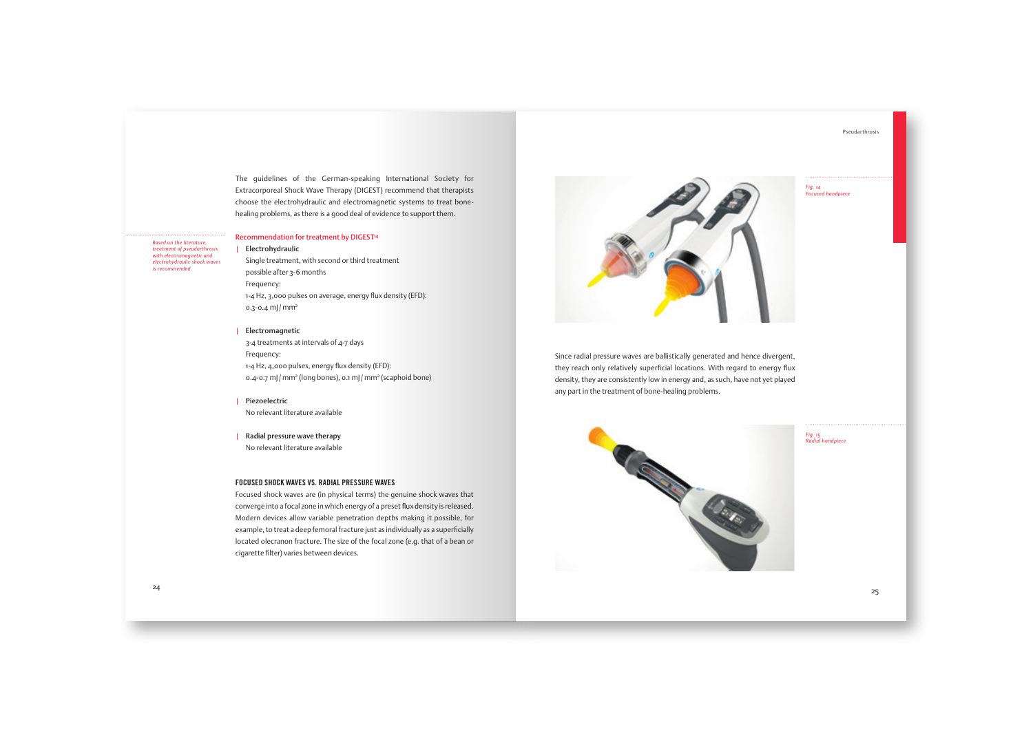The guidelines of the German-speaking International Society for Extracorporeal Shock Wave Therapy (DIGEST) recommend that therapists choose the electrohydraulic and electromagnetic systems to treat bone-healing problems, as there is a good deal of evidence to support them.

*Based on the literature, treatment of pseudarthrosis with electromagnetic and electrohydraulic shock waves is recommended.*

**Recommendation for treatment by DIGEST[14]**

- **Electrohydraulic**
  Single treatment, with second or third treatment possible after 3-6 months
  Frequency:
  1-4 Hz, 3,000 pulses on average, energy flux density (EFD): 0.3-0.4 mJ / mm²

- **Electromagnetic**
  3-4 treatments at intervals of 4-7 days
  Frequency:
  1-4 Hz, 4,000 pulses, energy flux density (EFD): 0.4-0.7 mJ / mm² (long bones), 0.1 mJ / mm² (scaphoid bone)

- **Piezoelectric**
  No relevant literature available

- **Radial pressure wave therapy**
  No relevant literature available

## FOCUSED SHOCK WAVES VS. RADIAL PRESSURE WAVES

Focused shock waves are (in physical terms) the genuine shock waves that converge into a focal zone in which energy of a preset flux density is released. Modern devices allow variable penetration depths making it possible, for example, to treat a deep femoral fracture just as individually as a superficially located olecranon fracture. The size of the focal zone (e.g. that of a bean or cigarette filter) varies between devices.

*Fig. 14 Focused handpiece*

Since radial pressure waves are ballistically generated and hence divergent, they reach only relatively superficial locations. With regard to energy flux density, they are consistently low in energy and, as such, have not yet played any part in the treatment of bone-healing problems.

*Fig. 15 Radial handpiece*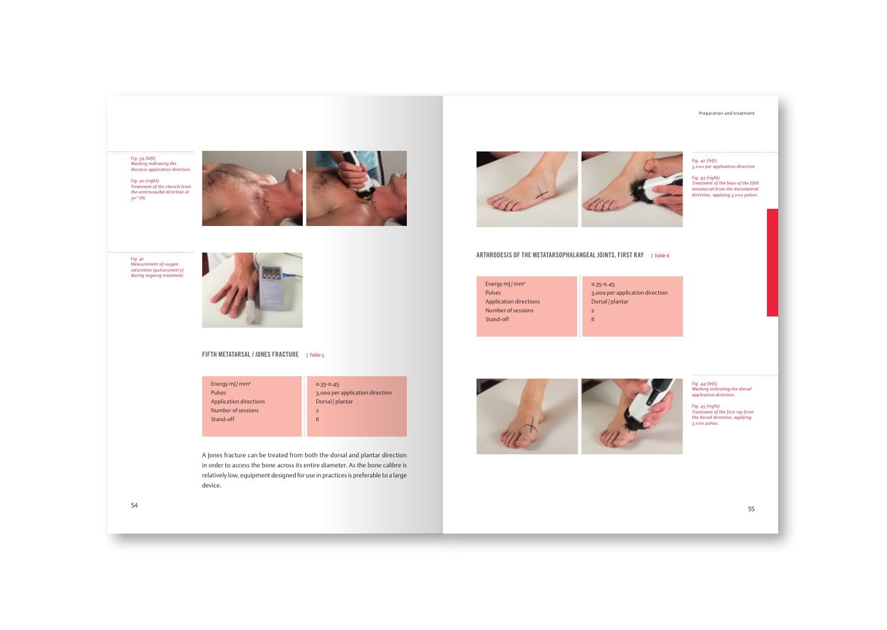Fig. 39 (left)
Marking indicating the thoracic application direction.

Fig. 40 (right)
Treatment of the clavicle from the ventrocaudal direction at 30° tilt.

Fig. 41
Measurement of oxygen saturation (pulsoxymetry) during ongoing treatment.

## FIFTH METATARSAL / JONES FRACTURE | Table 5

| | |
|---|---|
| Energy mJ / mm² | 0.35-0.45 |
| Pulses | 3,000 per application direction |
| Application directions | Dorsal / plantar |
| Number of sessions | 2 |
| Stand-off | II |

A Jones fracture can be treated from both the dorsal and plantar direction in order to access the bone across its entire diameter. As the bone calibre is relatively low, equipment designed for use in practices is preferable to a large device.

Fig. 42 (left)
3,000 per application direction

Fig. 43 (right)
Treatment of the base of the fifth metatarsal from the dorsolateral direction, applying 3,000 pulses.

## ARTHRODESIS OF THE METATARSOPHALANGEAL JOINTS, FIRST RAY | Table 6

| | |
|---|---|
| Energy mJ / mm² | 0.35-0.45 |
| Pulses | 3,000 per application direction |
| Application directions | Dorsal / plantar |
| Number of sessions | 2 |
| Stand-off | II |

Fig. 44 (left)
Marking indicating the dorsal application direction.

Fig. 45 (right)
Treatment of the first ray from the dorsal direction, applying 3,000 pulses.